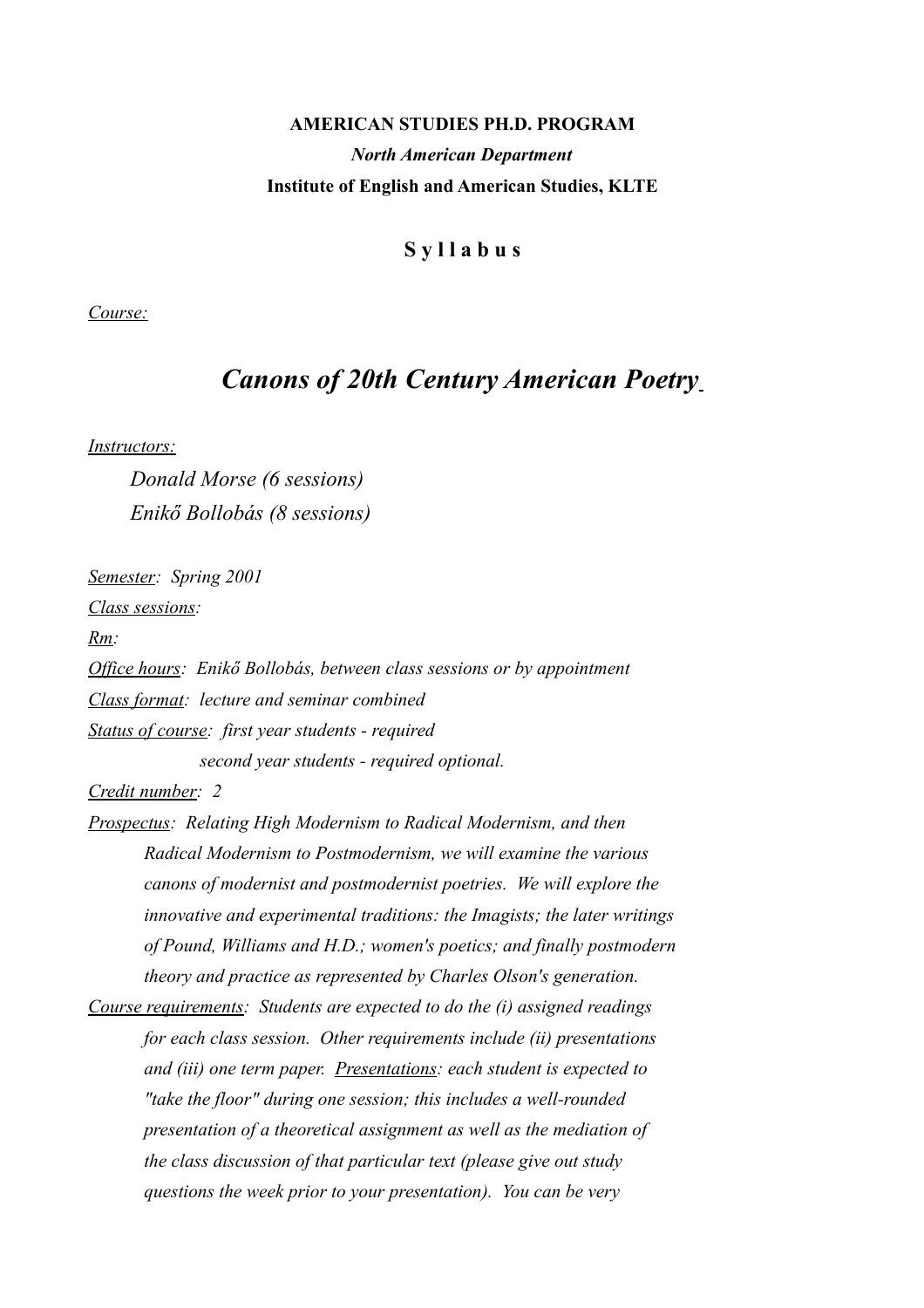**AMERICAN STUDIES PH.D. PROGRAM**

***North American Department***

**Institute of English and American Studies, KLTE**

**S y l l a b u s**

*Course:*

# *Canons of 20th Century American Poetry*

*Instructors:*

*Donald Morse (6 sessions)*
*Enikő Bollobás (8 sessions)*

*Semester: Spring 2001*

*Class sessions:*

*Rm:*

*Office hours: Enikő Bollobás, between class sessions or by appointment*

*Class format: lecture and seminar combined*

*Status of course: first year students - required*
*second year students - required optional.*

*Credit number: 2*

*Prospectus: Relating High Modernism to Radical Modernism, and then Radical Modernism to Postmodernism, we will examine the various canons of modernist and postmodernist poetries. We will explore the innovative and experimental traditions: the Imagists; the later writings of Pound, Williams and H.D.; women's poetics; and finally postmodern theory and practice as represented by Charles Olson's generation.*

*Course requirements: Students are expected to do the (i) assigned readings for each class session. Other requirements include (ii) presentations and (iii) one term paper. Presentations: each student is expected to "take the floor" during one session; this includes a well-rounded presentation of a theoretical assignment as well as the mediation of the class discussion of that particular text (please give out study questions the week prior to your presentation). You can be very*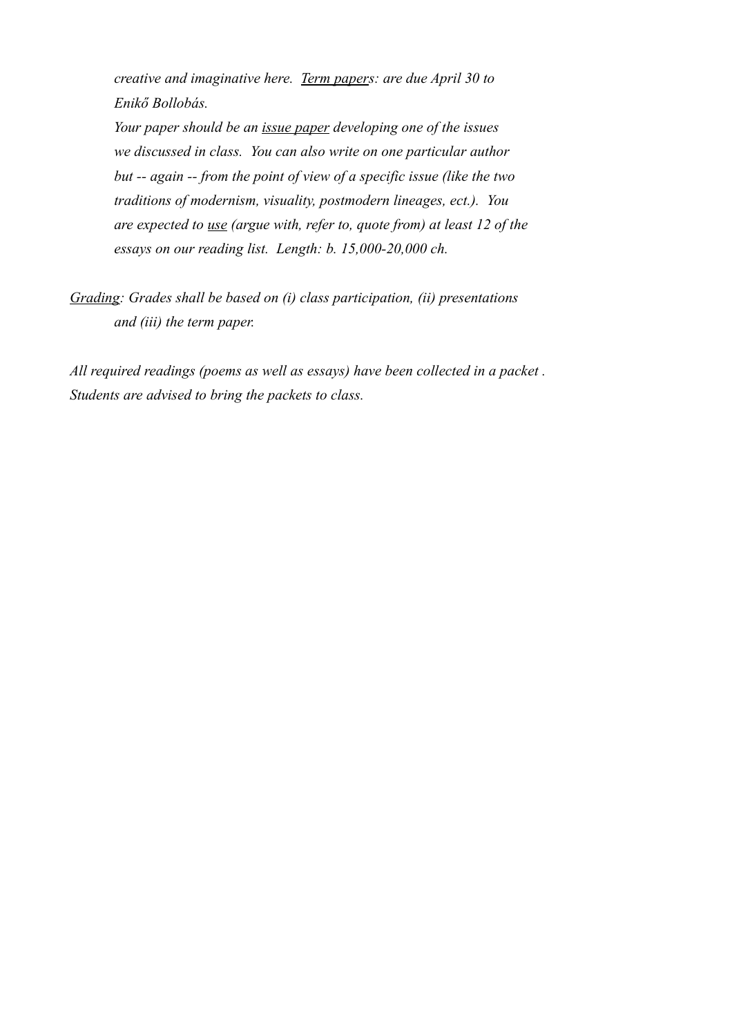*creative and imaginative here. Term papers: are due April 30 to Enikő Bollobás.*

*Your paper should be an issue paper developing one of the issues we discussed in class. You can also write on one particular author but -- again -- from the point of view of a specific issue (like the two traditions of modernism, visuality, postmodern lineages, ect.). You are expected to use (argue with, refer to, quote from) at least 12 of the essays on our reading list. Length: b. 15,000-20,000 ch.*

*Grading: Grades shall be based on (i) class participation, (ii) presentations and (iii) the term paper.*

*All required readings (poems as well as essays) have been collected in a packet . Students are advised to bring the packets to class.*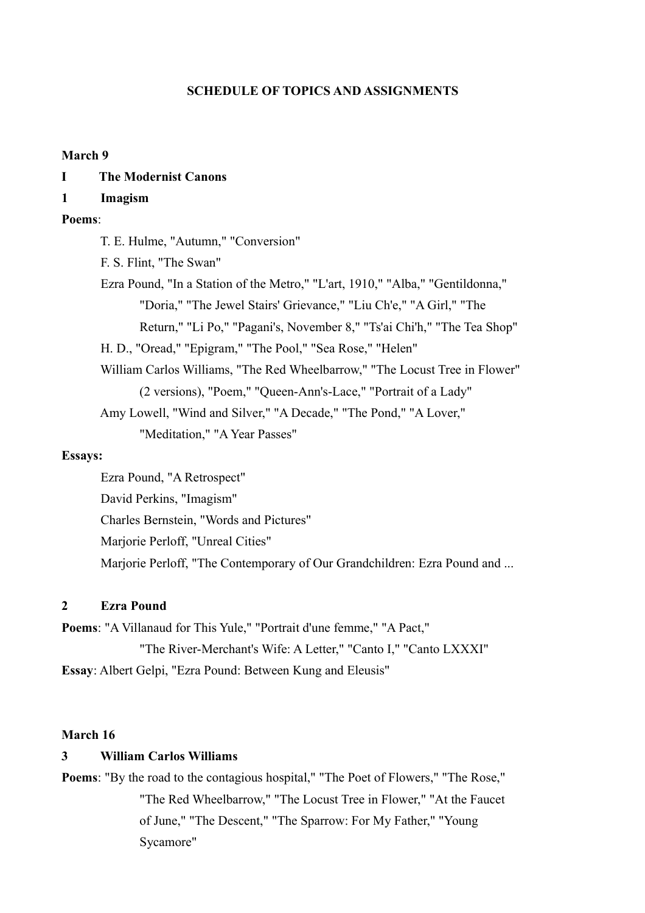## SCHEDULE OF TOPICS AND ASSIGNMENTS

**March 9**

**I The Modernist Canons**

**1 Imagism**

**Poems**:

T. E. Hulme, "Autumn," "Conversion"

F. S. Flint, "The Swan"

Ezra Pound, "In a Station of the Metro," "L'art, 1910," "Alba," "Gentildonna," "Doria," "The Jewel Stairs' Grievance," "Liu Ch'e," "A Girl," "The Return," "Li Po," "Pagani's, November 8," "Ts'ai Chi'h," "The Tea Shop"

H. D., "Oread," "Epigram," "The Pool," "Sea Rose," "Helen"

William Carlos Williams, "The Red Wheelbarrow," "The Locust Tree in Flower" (2 versions), "Poem," "Queen-Ann's-Lace," "Portrait of a Lady"

Amy Lowell, "Wind and Silver," "A Decade," "The Pond," "A Lover," "Meditation," "A Year Passes"

**Essays:**

Ezra Pound, "A Retrospect"

David Perkins, "Imagism"

Charles Bernstein, "Words and Pictures"

Marjorie Perloff, "Unreal Cities"

Marjorie Perloff, "The Contemporary of Our Grandchildren: Ezra Pound and ...

**2 Ezra Pound**

**Poems**: "A Villanaud for This Yule," "Portrait d'une femme," "A Pact," "The River-Merchant's Wife: A Letter," "Canto I," "Canto LXXXI"

**Essay**: Albert Gelpi, "Ezra Pound: Between Kung and Eleusis"

**March 16**

**3 William Carlos Williams**

**Poems**: "By the road to the contagious hospital," "The Poet of Flowers," "The Rose," "The Red Wheelbarrow," "The Locust Tree in Flower," "At the Faucet of June," "The Descent," "The Sparrow: For My Father," "Young Sycamore"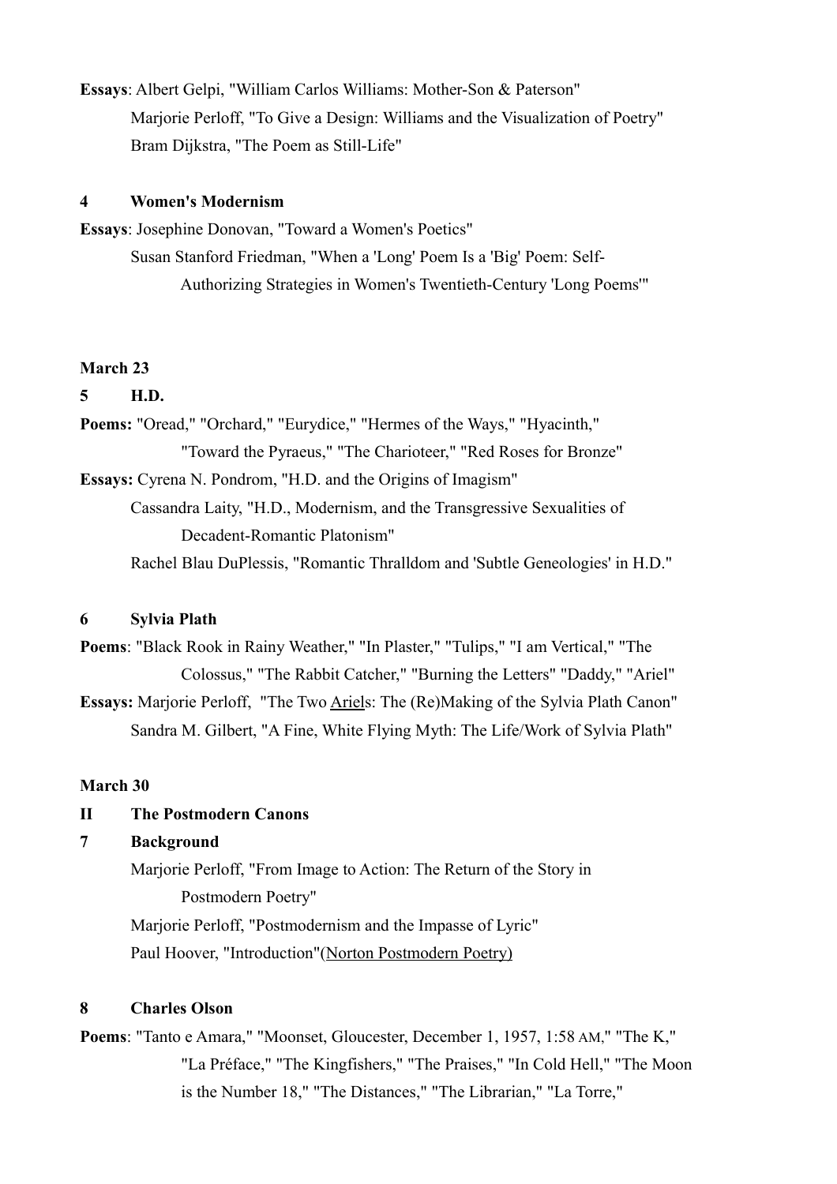**Essays**: Albert Gelpi, "William Carlos Williams: Mother-Son & Paterson"
Marjorie Perloff, "To Give a Design: Williams and the Visualization of Poetry"
Bram Dijkstra, "The Poem as Still-Life"

**4 Women's Modernism**

**Essays**: Josephine Donovan, "Toward a Women's Poetics"
Susan Stanford Friedman, "When a 'Long' Poem Is a 'Big' Poem: Self-Authorizing Strategies in Women's Twentieth-Century 'Long Poems'"

**March 23**

**5 H.D.**

**Poems:** "Oread," "Orchard," "Eurydice," "Hermes of the Ways," "Hyacinth," "Toward the Pyraeus," "The Charioteer," "Red Roses for Bronze"

**Essays:** Cyrena N. Pondrom, "H.D. and the Origins of Imagism"
Cassandra Laity, "H.D., Modernism, and the Transgressive Sexualities of Decadent-Romantic Platonism"
Rachel Blau DuPlessis, "Romantic Thralldom and 'Subtle Geneologies' in H.D."

**6 Sylvia Plath**

**Poems**: "Black Rook in Rainy Weather," "In Plaster," "Tulips," "I am Vertical," "The Colossus," "The Rabbit Catcher," "Burning the Letters" "Daddy," "Ariel"

**Essays:** Marjorie Perloff, "The Two Ariels: The (Re)Making of the Sylvia Plath Canon"
Sandra M. Gilbert, "A Fine, White Flying Myth: The Life/Work of Sylvia Plath"

**March 30**

**II The Postmodern Canons**

**7 Background**

Marjorie Perloff, "From Image to Action: The Return of the Story in Postmodern Poetry"
Marjorie Perloff, "Postmodernism and the Impasse of Lyric"
Paul Hoover, "Introduction"(Norton Postmodern Poetry)

**8 Charles Olson**

**Poems**: "Tanto e Amara," "Moonset, Gloucester, December 1, 1957, 1:58 AM," "The K," "La Préface," "The Kingfishers," "The Praises," "In Cold Hell," "The Moon is the Number 18," "The Distances," "The Librarian," "La Torre,"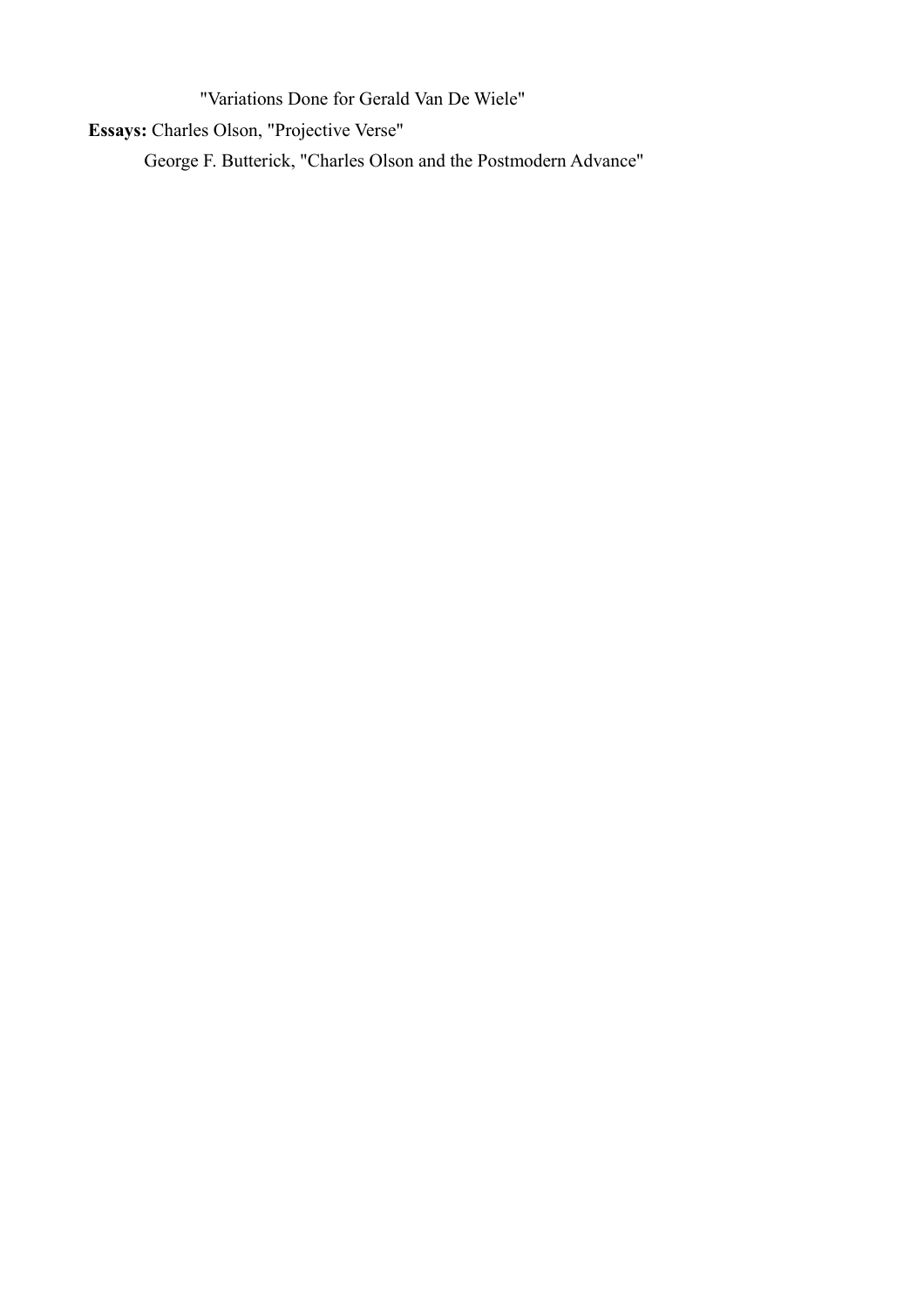"Variations Done for Gerald Van De Wiele"

**Essays:** Charles Olson, "Projective Verse"

George F. Butterick, "Charles Olson and the Postmodern Advance"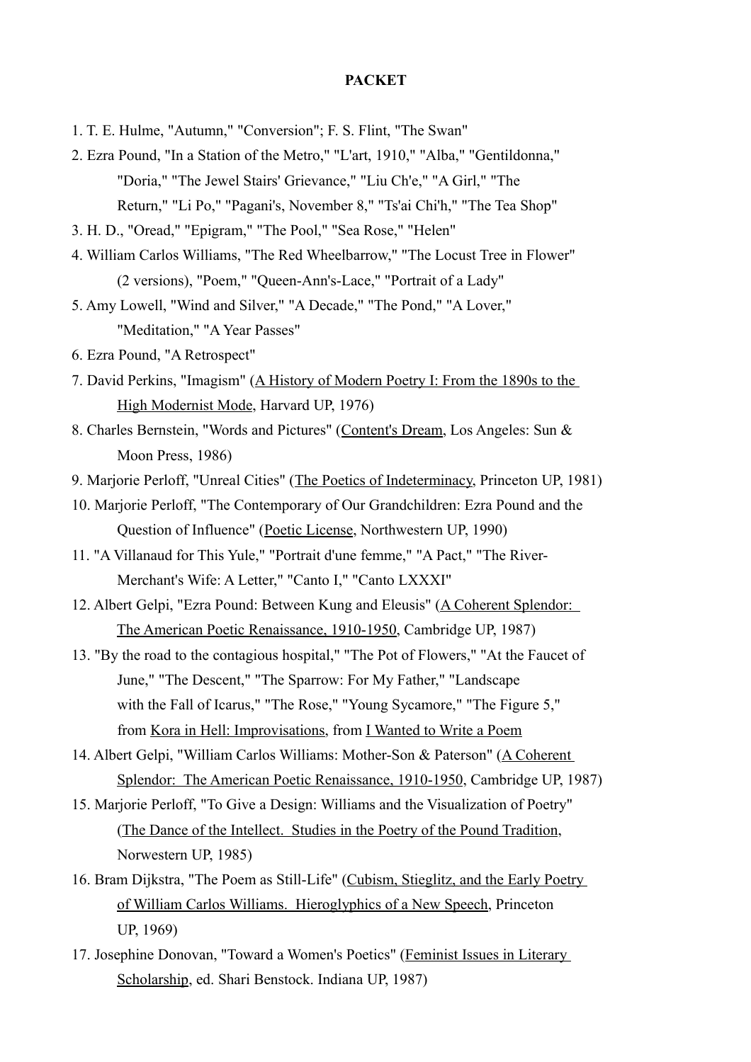**PACKET**

1. T. E. Hulme, "Autumn," "Conversion"; F. S. Flint, "The Swan"
2. Ezra Pound, "In a Station of the Metro," "L'art, 1910," "Alba," "Gentildonna," "Doria," "The Jewel Stairs' Grievance," "Liu Ch'e," "A Girl," "The Return," "Li Po," "Pagani's, November 8," "Ts'ai Chi'h," "The Tea Shop"
3. H. D., "Oread," "Epigram," "The Pool," "Sea Rose," "Helen"
4. William Carlos Williams, "The Red Wheelbarrow," "The Locust Tree in Flower" (2 versions), "Poem," "Queen-Ann's-Lace," "Portrait of a Lady"
5. Amy Lowell, "Wind and Silver," "A Decade," "The Pond," "A Lover," "Meditation," "A Year Passes"
6. Ezra Pound, "A Retrospect"
7. David Perkins, "Imagism" (<u>A History of Modern Poetry I: From the 1890s to the High Modernist Mode</u>, Harvard UP, 1976)
8. Charles Bernstein, "Words and Pictures" (<u>Content's Dream</u>, Los Angeles: Sun & Moon Press, 1986)
9. Marjorie Perloff, "Unreal Cities" (<u>The Poetics of Indeterminacy</u>, Princeton UP, 1981)
10. Marjorie Perloff, "The Contemporary of Our Grandchildren: Ezra Pound and the Question of Influence" (<u>Poetic License</u>, Northwestern UP, 1990)
11. "A Villanaud for This Yule," "Portrait d'une femme," "A Pact," "The River-Merchant's Wife: A Letter," "Canto I," "Canto LXXXI"
12. Albert Gelpi, "Ezra Pound: Between Kung and Eleusis" (<u>A Coherent Splendor: The American Poetic Renaissance, 1910-1950</u>, Cambridge UP, 1987)
13. "By the road to the contagious hospital," "The Pot of Flowers," "At the Faucet of June," "The Descent," "The Sparrow: For My Father," "Landscape with the Fall of Icarus," "The Rose," "Young Sycamore," "The Figure 5," from <u>Kora in Hell: Improvisations</u>, from <u>I Wanted to Write a Poem</u>
14. Albert Gelpi, "William Carlos Williams: Mother-Son & Paterson" (<u>A Coherent Splendor: The American Poetic Renaissance, 1910-1950</u>, Cambridge UP, 1987)
15. Marjorie Perloff, "To Give a Design: Williams and the Visualization of Poetry" (<u>The Dance of the Intellect. Studies in the Poetry of the Pound Tradition</u>, Norwestern UP, 1985)
16. Bram Dijkstra, "The Poem as Still-Life" (<u>Cubism, Stieglitz, and the Early Poetry of William Carlos Williams. Hieroglyphics of a New Speech</u>, Princeton UP, 1969)
17. Josephine Donovan, "Toward a Women's Poetics" (<u>Feminist Issues in Literary Scholarship</u>, ed. Shari Benstock. Indiana UP, 1987)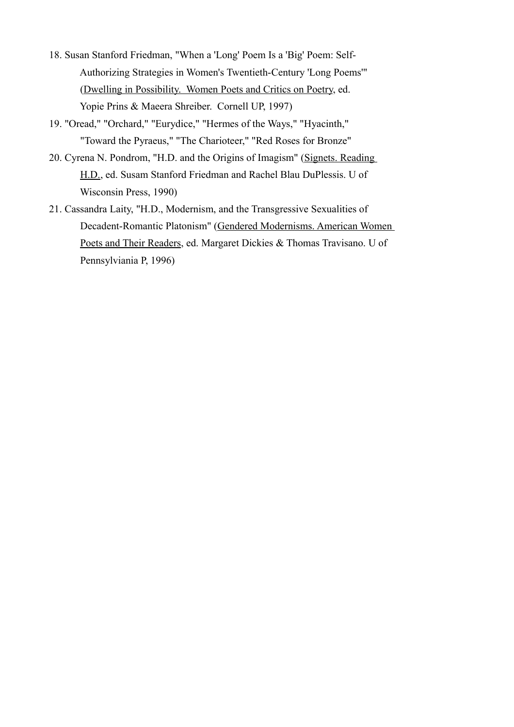18. Susan Stanford Friedman, "When a 'Long' Poem Is a 'Big' Poem: Self-Authorizing Strategies in Women's Twentieth-Century 'Long Poems'" (Dwelling in Possibility. Women Poets and Critics on Poetry, ed. Yopie Prins & Maeera Shreiber. Cornell UP, 1997)
19. "Oread," "Orchard," "Eurydice," "Hermes of the Ways," "Hyacinth," "Toward the Pyraeus," "The Charioteer," "Red Roses for Bronze"
20. Cyrena N. Pondrom, "H.D. and the Origins of Imagism" (Signets. Reading H.D., ed. Susam Stanford Friedman and Rachel Blau DuPlessis. U of Wisconsin Press, 1990)
21. Cassandra Laity, "H.D., Modernism, and the Transgressive Sexualities of Decadent-Romantic Platonism" (Gendered Modernisms. American Women Poets and Their Readers, ed. Margaret Dickies & Thomas Travisano. U of Pennsylviania P, 1996)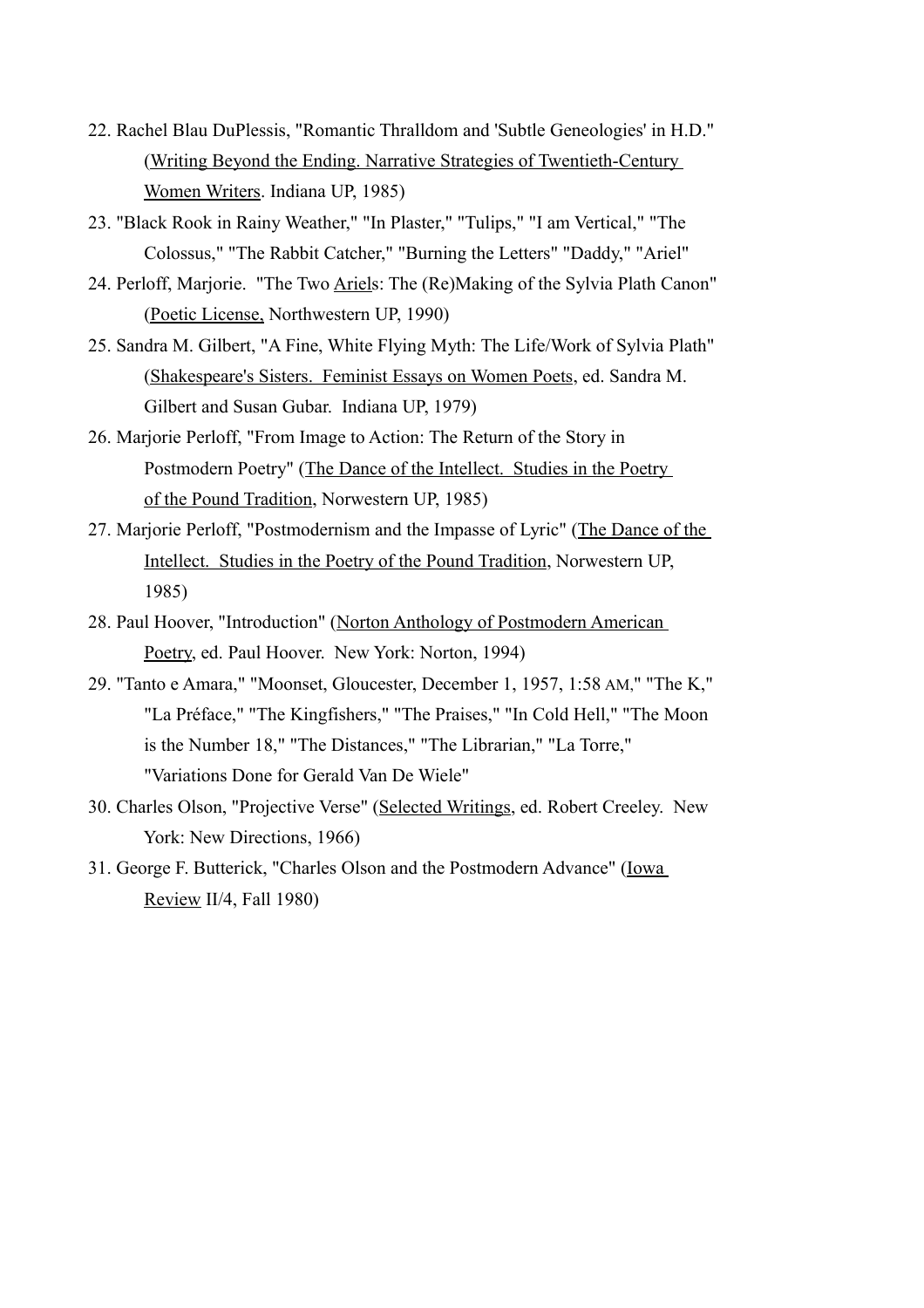22. Rachel Blau DuPlessis, "Romantic Thralldom and 'Subtle Geneologies' in H.D." (Writing Beyond the Ending. Narrative Strategies of Twentieth-Century Women Writers. Indiana UP, 1985)
23. "Black Rook in Rainy Weather," "In Plaster," "Tulips," "I am Vertical," "The Colossus," "The Rabbit Catcher," "Burning the Letters" "Daddy," "Ariel"
24. Perloff, Marjorie. "The Two Ariels: The (Re)Making of the Sylvia Plath Canon" (Poetic License, Northwestern UP, 1990)
25. Sandra M. Gilbert, "A Fine, White Flying Myth: The Life/Work of Sylvia Plath" (Shakespeare's Sisters. Feminist Essays on Women Poets, ed. Sandra M. Gilbert and Susan Gubar. Indiana UP, 1979)
26. Marjorie Perloff, "From Image to Action: The Return of the Story in Postmodern Poetry" (The Dance of the Intellect. Studies in the Poetry of the Pound Tradition, Norwestern UP, 1985)
27. Marjorie Perloff, "Postmodernism and the Impasse of Lyric" (The Dance of the Intellect. Studies in the Poetry of the Pound Tradition, Norwestern UP, 1985)
28. Paul Hoover, "Introduction" (Norton Anthology of Postmodern American Poetry, ed. Paul Hoover. New York: Norton, 1994)
29. "Tanto e Amara," "Moonset, Gloucester, December 1, 1957, 1:58 AM," "The K," "La Préface," "The Kingfishers," "The Praises," "In Cold Hell," "The Moon is the Number 18," "The Distances," "The Librarian," "La Torre," "Variations Done for Gerald Van De Wiele"
30. Charles Olson, "Projective Verse" (Selected Writings, ed. Robert Creeley. New York: New Directions, 1966)
31. George F. Butterick, "Charles Olson and the Postmodern Advance" (Iowa Review II/4, Fall 1980)